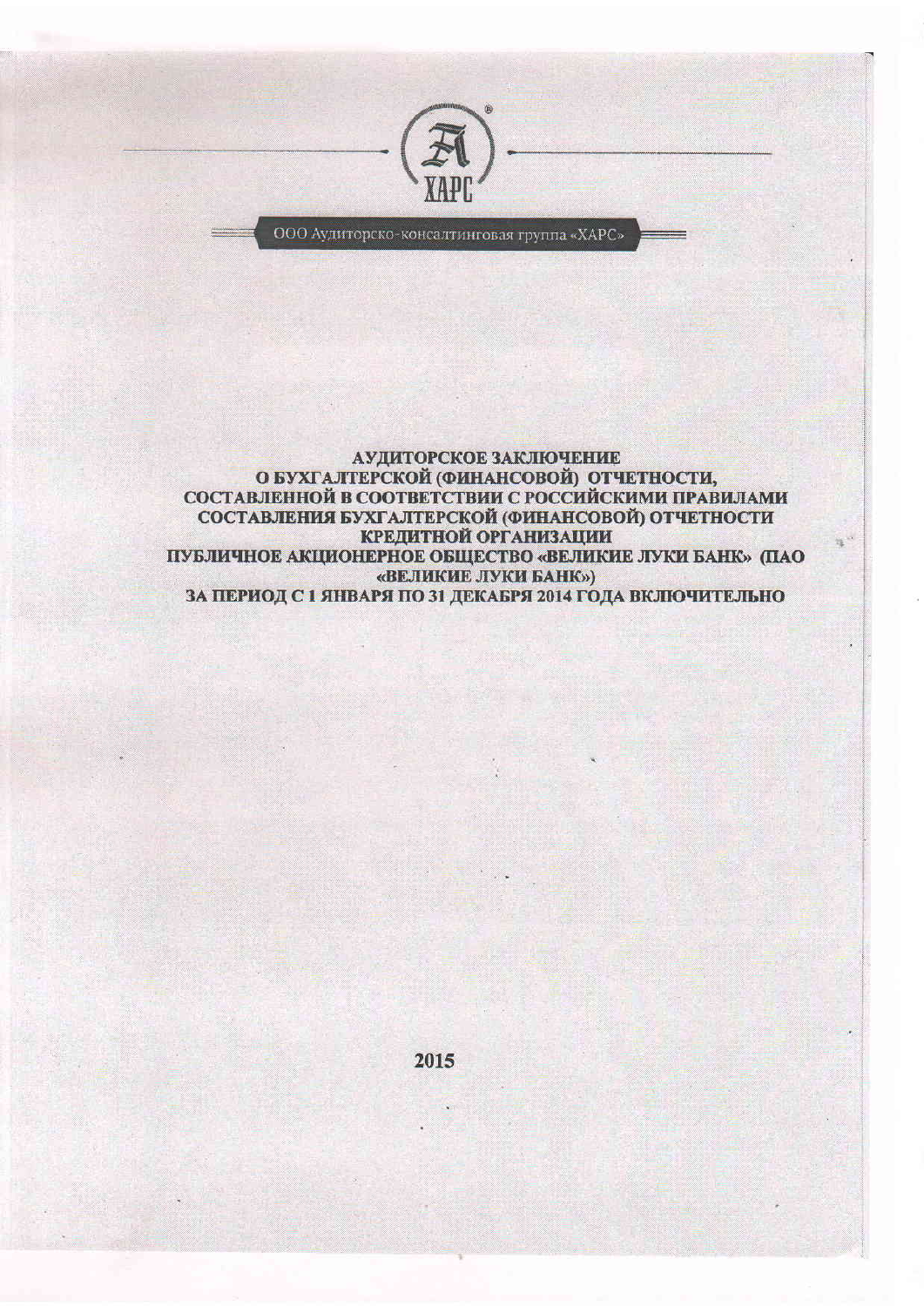ООО Аудиторско-консалтинговая группа «ХАРС»

# АУДИТОРСКОЕ ЗАКЛЮЧЕНИЕ О БУХГАЛТЕРСКОЙ (ФИНАНСОВОЙ) ОТЧЕТНОСТИ, СОСТАВЛЕННОЙ В СООТВЕТСТВИИ С РОССИЙСКИМИ ПРАВИЛАМИ СОСТАВЛЕНИЯ БУХГАЛТЕРСКОЙ (ФИНАНСОВОЙ) ОТЧЕТНОСТИ КРЕДИТНОЙ ОРГАНИЗАЦИИ ПУБЛИЧНОЕ АКЦИОНЕРНОЕ ОБЩЕСТВО «ВЕЛИКИЕ ЛУКИ БАНК» (ПАО «ВЕЛИКИЕ ЛУКИ БАНК») ЗА ПЕРИОД С 1 ЯНВАРЯ ПО 31 ДЕКАБРЯ 2014 ГОДА ВКЛЮЧИТЕЛЬНО

2015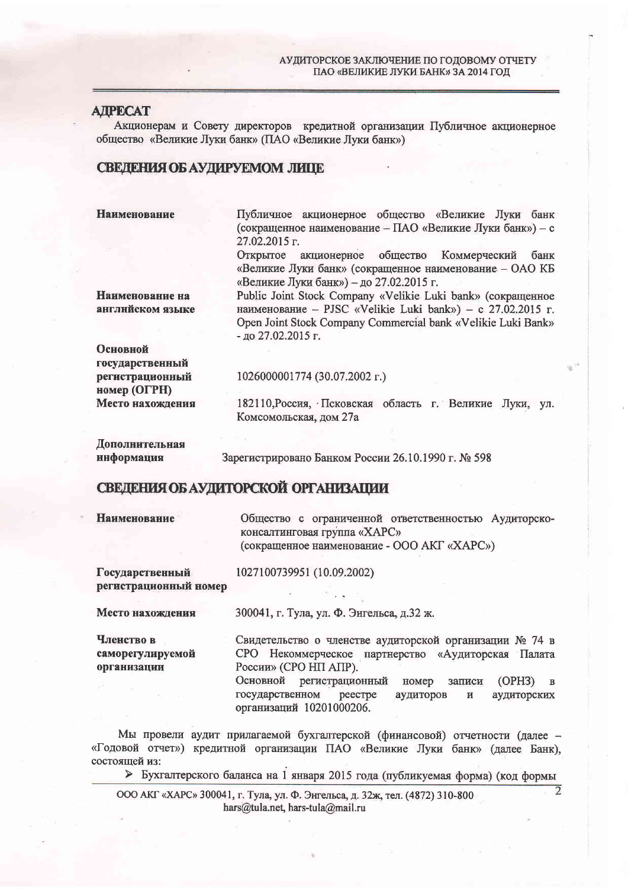## АДРЕСАТ

Акционерам и Совету директоров кредитной организации Публичное акционерное общество «Великие Луки банк» (ПАО «Великие Луки банк»)

## СВЕДЕНИЯ ОБ АУДИРУЕМОМ ЛИЦЕ

**Наименование**

Публичное акционерное общество «Великие Луки банк (сокращенное наименование – ПАО «Великие Луки банк») – с 27.02.2015 г.

Открытое акционерное общество Коммерческий банк «Великие Луки банк» (сокращенное наименование – ОАО КБ «Великие Луки банк») – до 27.02.2015 г.

**Наименование на английском языке**

Public Joint Stock Company «Velikie Luki bank» (сокращенное наименование – PJSC «Velikie Luki bank») – с 27.02.2015 г. Open Joint Stock Company Commercial bank «Velikie Luki Bank» - до 27.02.2015 г.

**Основной государственный регистрационный номер (ОГРН)**

1026000001774 (30.07.2002 г.)

**Место нахождения**

182110,Россия, Псковская область г. Великие Луки, ул. Комсомольская, дом 27а

**Дополнительная информация**

Зарегистрировано Банком России 26.10.1990 г. № 598

## СВЕДЕНИЯ ОБ АУДИТОРСКОЙ ОРГАНИЗАЦИИ

**Наименование**

Общество с ограниченной ответственностью Аудиторско-консалтинговая группа «ХАРС» (сокращенное наименование - ООО АКГ «ХАРС»)

**Государственный регистрационный номер**

1027100739951 (10.09.2002)

**Место нахождения**

300041, г. Тула, ул. Ф. Энгельса, д.32 ж.

**Членство в саморегулируемой организации**

Свидетельство о членстве аудиторской организации № 74 в СРО Некоммерческое партнерство «Аудиторская Палата России» (СРО НП АПР).

Основной регистрационный номер записи (ОРНЗ) в государственном реестре аудиторов и аудиторских организаций 10201000206.

Мы провели аудит прилагаемой бухгалтерской (финансовой) отчетности (далее – «Годовой отчет») кредитной организации ПАО «Великие Луки банк» (далее Банк), состоящей из:

- Бухгалтерского баланса на 1 января 2015 года (публикуемая форма) (код формы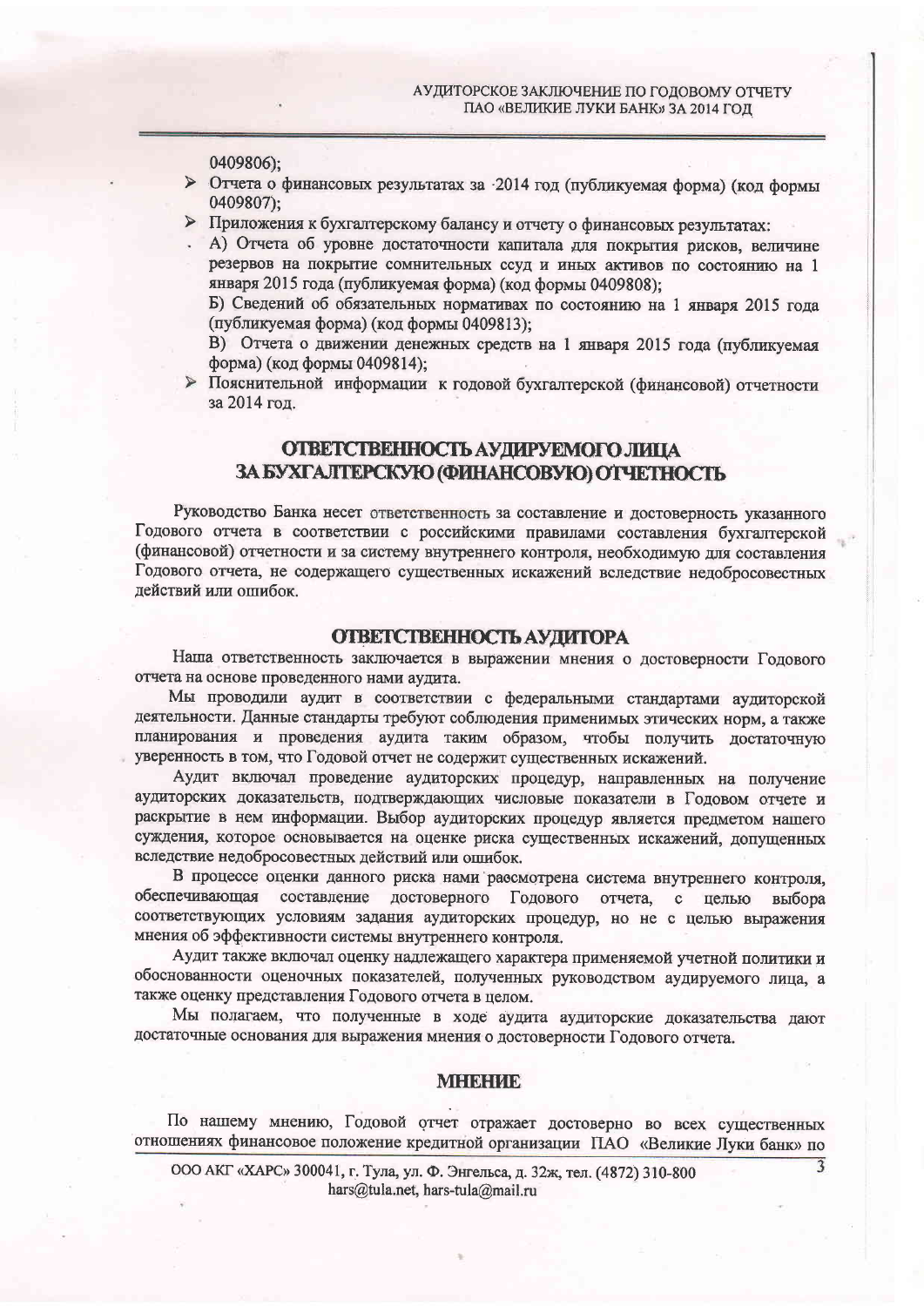0409806);

- Отчета о финансовых результатах за 2014 год (публикуемая форма) (код формы 0409807);
- Приложения к бухгалтерскому балансу и отчету о финансовых результатах:

  А) Отчета об уровне достаточности капитала для покрытия рисков, величине резервов на покрытие сомнительных ссуд и иных активов по состоянию на 1 января 2015 года (публикуемая форма) (код формы 0409808);

  Б) Сведений об обязательных нормативах по состоянию на 1 января 2015 года (публикуемая форма) (код формы 0409813);

  В) Отчета о движении денежных средств на 1 января 2015 года (публикуемая форма) (код формы 0409814);
- Пояснительной информации к годовой бухгалтерской (финансовой) отчетности за 2014 год.

## ОТВЕТСТВЕННОСТЬ АУДИРУЕМОГО ЛИЦА ЗА БУХГАЛТЕРСКУЮ (ФИНАНСОВУЮ) ОТЧЕТНОСТЬ

Руководство Банка несет ответственность за составление и достоверность указанного Годового отчета в соответствии с российскими правилами составления бухгалтерской (финансовой) отчетности и за систему внутреннего контроля, необходимую для составления Годового отчета, не содержащего существенных искажений вследствие недобросовестных действий или ошибок.

## ОТВЕТСТВЕННОСТЬ АУДИТОРА

Наша ответственность заключается в выражении мнения о достоверности Годового отчета на основе проведенного нами аудита.

Мы проводили аудит в соответствии с федеральными стандартами аудиторской деятельности. Данные стандарты требуют соблюдения применимых этических норм, а также планирования и проведения аудита таким образом, чтобы получить достаточную уверенность в том, что Годовой отчет не содержит существенных искажений.

Аудит включал проведение аудиторских процедур, направленных на получение аудиторских доказательств, подтверждающих числовые показатели в Годовом отчете и раскрытие в нем информации. Выбор аудиторских процедур является предметом нашего суждения, которое основывается на оценке риска существенных искажений, допущенных вследствие недобросовестных действий или ошибок.

В процессе оценки данного риска нами рассмотрена система внутреннего контроля, обеспечивающая составление достоверного Годового отчета, с целью выбора соответствующих условиям задания аудиторских процедур, но не с целью выражения мнения об эффективности системы внутреннего контроля.

Аудит также включал оценку надлежащего характера применяемой учетной политики и обоснованности оценочных показателей, полученных руководством аудируемого лица, а также оценку представления Годового отчета в целом.

Мы полагаем, что полученные в ходе аудита аудиторские доказательства дают достаточные основания для выражения мнения о достоверности Годового отчета.

## МНЕНИЕ

По нашему мнению, Годовой отчет отражает достоверно во всех существенных отношениях финансовое положение кредитной организации ПАО «Великие Луки банк» по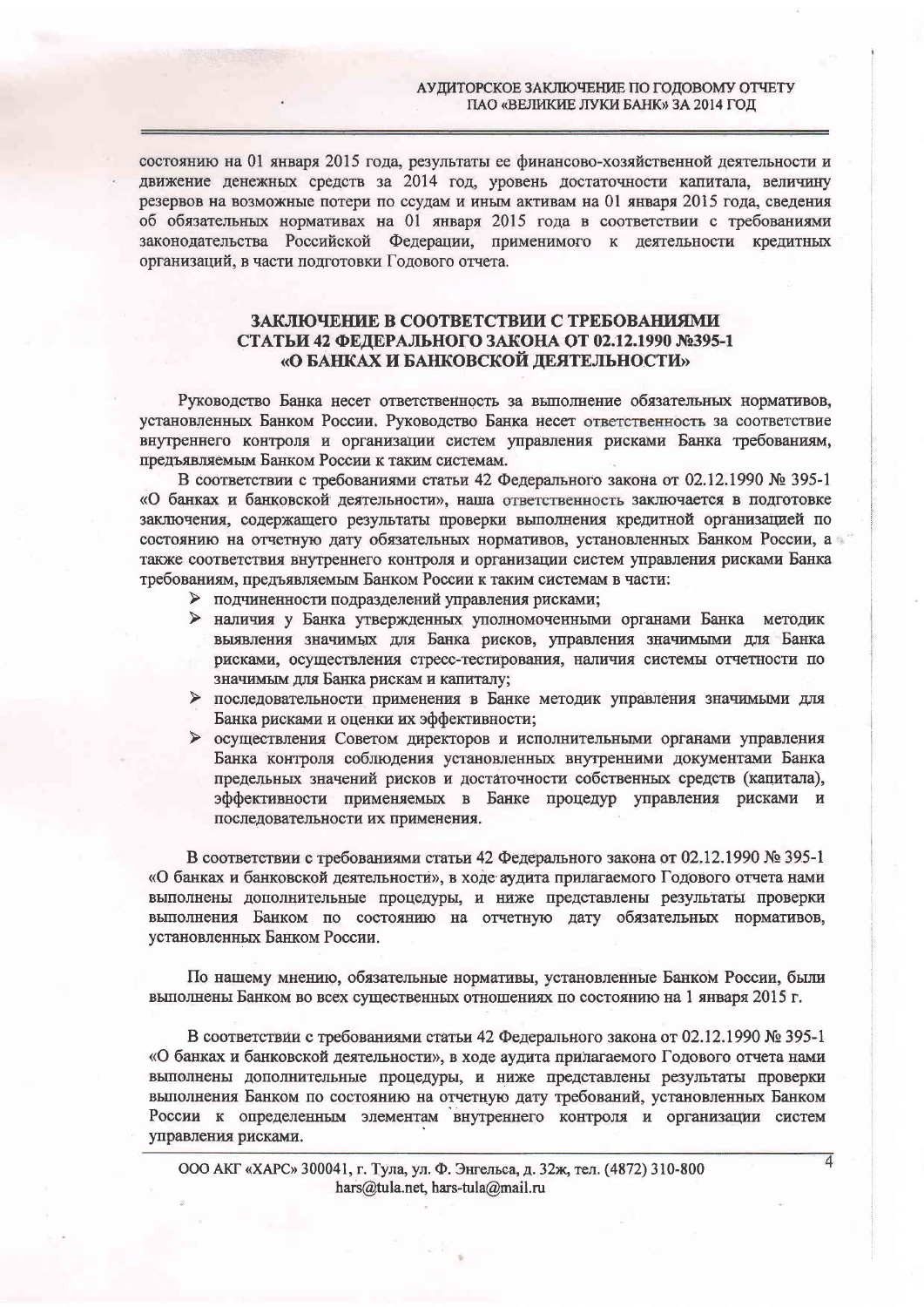состоянию на 01 января 2015 года, результаты ее финансово-хозяйственной деятельности и движение денежных средств за 2014 год, уровень достаточности капитала, величину резервов на возможные потери по ссудам и иным активам на 01 января 2015 года, сведения об обязательных нормативах на 01 января 2015 года в соответствии с требованиями законодательства Российской Федерации, применимого к деятельности кредитных организаций, в части подготовки Годового отчета.

## ЗАКЛЮЧЕНИЕ В СООТВЕТСТВИИ С ТРЕБОВАНИЯМИ СТАТЬИ 42 ФЕДЕРАЛЬНОГО ЗАКОНА ОТ 02.12.1990 №395-1 «О БАНКАХ И БАНКОВСКОЙ ДЕЯТЕЛЬНОСТИ»

Руководство Банка несет ответственность за выполнение обязательных нормативов, установленных Банком России. Руководство Банка несет ответственность за соответствие внутреннего контроля и организации систем управления рисками Банка требованиям, предъявляемым Банком России к таким системам.

В соответствии с требованиями статьи 42 Федерального закона от 02.12.1990 № 395-1 «О банках и банковской деятельности», наша ответственность заключается в подготовке заключения, содержащего результаты проверки выполнения кредитной организацией по состоянию на отчетную дату обязательных нормативов, установленных Банком России, а также соответствия внутреннего контроля и организации систем управления рисками Банка требованиям, предъявляемым Банком России к таким системам в части:

- подчиненности подразделений управления рисками;
- наличия у Банка утвержденных уполномоченными органами Банка методик выявления значимых для Банка рисков, управления значимыми для Банка рисками, осуществления стресс-тестирования, наличия системы отчетности по значимым для Банка рискам и капиталу;
- последовательности применения в Банке методик управления значимыми для Банка рисками и оценки их эффективности;
- осуществления Советом директоров и исполнительными органами управления Банка контроля соблюдения установленных внутренними документами Банка предельных значений рисков и достаточности собственных средств (капитала), эффективности применяемых в Банке процедур управления рисками и последовательности их применения.

В соответствии с требованиями статьи 42 Федерального закона от 02.12.1990 № 395-1 «О банках и банковской деятельности», в ходе аудита прилагаемого Годового отчета нами выполнены дополнительные процедуры, и ниже представлены результаты проверки выполнения Банком по состоянию на отчетную дату обязательных нормативов, установленных Банком России.

По нашему мнению, обязательные нормативы, установленные Банком России, были выполнены Банком во всех существенных отношениях по состоянию на 1 января 2015 г.

В соответствии с требованиями статьи 42 Федерального закона от 02.12.1990 № 395-1 «О банках и банковской деятельности», в ходе аудита прилагаемого Годового отчета нами выполнены дополнительные процедуры, и ниже представлены результаты проверки выполнения Банком по состоянию на отчетную дату требований, установленных Банком России к определенным элементам внутреннего контроля и организации систем управления рисками.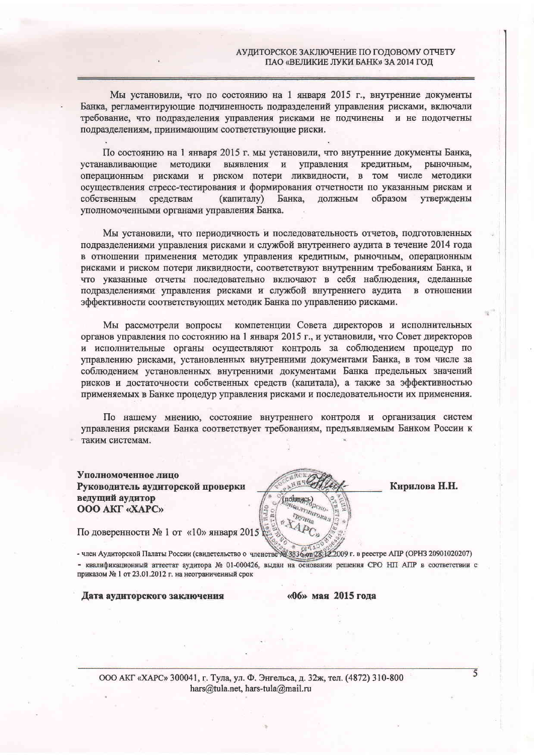Мы установили, что по состоянию на 1 января 2015 г., внутренние документы Банка, регламентирующие подчиненность подразделений управления рисками, включали требование, что подразделения управления рисками не подчинены и не подотчетны подразделениям, принимающим соответствующие риски.

По состоянию на 1 января 2015 г. мы установили, что внутренние документы Банка, устанавливающие методики выявления и управления кредитным, рыночным, операционным рисками и риском потери ликвидности, в том числе методики осуществления стресс-тестирования и формирования отчетности по указанным рискам и собственным средствам (капиталу) Банка, должным образом утверждены уполномоченными органами управления Банка.

Мы установили, что периодичность и последовательность отчетов, подготовленных подразделениями управления рисками и службой внутреннего аудита в течение 2014 года в отношении применения методик управления кредитным, рыночным, операционным рисками и риском потери ликвидности, соответствуют внутренним требованиям Банка, и что указанные отчеты последовательно включают в себя наблюдения, сделанные подразделениями управления рисками и службой внутреннего аудита в отношении эффективности соответствующих методик Банка по управлению рисками.

Мы рассмотрели вопросы компетенции Совета директоров и исполнительных органов управления по состоянию на 1 января 2015 г., и установили, что Совет директоров и исполнительные органы осуществляют контроль за соблюдением процедур по управлению рисками, установленных внутренними документами Банка, в том числе за соблюдением установленных внутренними документами Банка предельных значений рисков и достаточности собственных средств (капитала), а также за эффективностью применяемых в Банке процедур управления рисками и последовательности их применения.

По нашему мнению, состояние внутреннего контроля и организация систем управления рисками Банка соответствует требованиям, предъявляемым Банком России к таким системам.

**Уполномоченное лицо**
**Руководитель аудиторской проверки**
**ведущий аудитор**
**ООО АКГ «ХАРС»**

(подпись) **Кирилова Н.Н.**

По доверенности № 1 от «10» января 2015 г.

- член Аудиторской Палаты России (свидетельство о членстве № 3336 от 28.12.2009 г. в реестре АПР (ОРНЗ 20901020207)
- квалификационный аттестат аудитора № 01-000426, выдан на основании решения СРО НП АПР в соответствии с приказом № 1 от 23.01.2012 г. на неограниченный срок

**Дата аудиторского заключения** **«06» мая 2015 года**